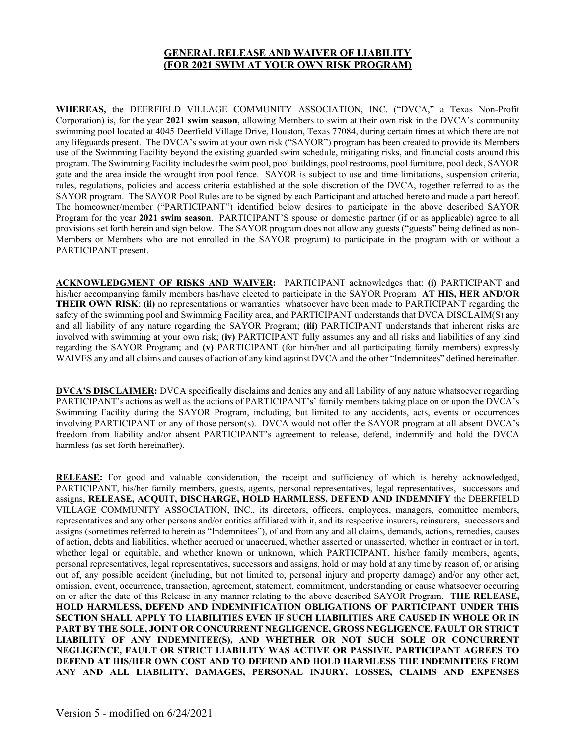# GENERAL RELEASE AND WAIVER OF LIABILITY (FOR 2021 SWIM AT YOUR OWN RISK PROGRAM)

**WHEREAS,** the DEERFIELD VILLAGE COMMUNITY ASSOCIATION, INC. ("DVCA," a Texas Non-Profit Corporation) is, for the year **2021 swim season**, allowing Members to swim at their own risk in the DVCA's community swimming pool located at 4045 Deerfield Village Drive, Houston, Texas 77084, during certain times at which there are not any lifeguards present. The DVCA's swim at your own risk ("SAYOR") program has been created to provide its Members use of the Swimming Facility beyond the existing guarded swim schedule, mitigating risks, and financial costs around this program. The Swimming Facility includes the swim pool, pool buildings, pool restrooms, pool furniture, pool deck, SAYOR gate and the area inside the wrought iron pool fence. SAYOR is subject to use and time limitations, suspension criteria, rules, regulations, policies and access criteria established at the sole discretion of the DVCA, together referred to as the SAYOR program. The SAYOR Pool Rules are to be signed by each Participant and attached hereto and made a part hereof. The homeowner/member ("PARTICIPANT") identified below desires to participate in the above described SAYOR Program for the year **2021 swim season**. PARTICIPANT'S spouse or domestic partner (if or as applicable) agree to all provisions set forth herein and sign below. The SAYOR program does not allow any guests ("guests" being defined as non-Members or Members who are not enrolled in the SAYOR program) to participate in the program with or without a PARTICIPANT present.

**ACKNOWLEDGMENT OF RISKS AND WAIVER:** PARTICIPANT acknowledges that: **(i)** PARTICIPANT and his/her accompanying family members has/have elected to participate in the SAYOR Program **AT HIS, HER AND/OR THEIR OWN RISK**; **(ii)** no representations or warranties whatsoever have been made to PARTICIPANT regarding the safety of the swimming pool and Swimming Facility area, and PARTICIPANT understands that DVCA DISCLAIM(S) any and all liability of any nature regarding the SAYOR Program; **(iii)** PARTICIPANT understands that inherent risks are involved with swimming at your own risk; **(iv)** PARTICIPANT fully assumes any and all risks and liabilities of any kind regarding the SAYOR Program; and **(v)** PARTICIPANT (for him/her and all participating family members) expressly WAIVES any and all claims and causes of action of any kind against DVCA and the other "Indemnitees" defined hereinafter.

**DVCA'S DISCLAIMER:** DVCA specifically disclaims and denies any and all liability of any nature whatsoever regarding PARTICIPANT's actions as well as the actions of PARTICIPANT's' family members taking place on or upon the DVCA's Swimming Facility during the SAYOR Program, including, but limited to any accidents, acts, events or occurrences involving PARTICIPANT or any of those person(s). DVCA would not offer the SAYOR program at all absent DVCA's freedom from liability and/or absent PARTICIPANT's agreement to release, defend, indemnify and hold the DVCA harmless (as set forth hereinafter).

**RELEASE:** For good and valuable consideration, the receipt and sufficiency of which is hereby acknowledged, PARTICIPANT, his/her family members, guests, agents, personal representatives, legal representatives, successors and assigns, **RELEASE, ACQUIT, DISCHARGE, HOLD HARMLESS, DEFEND AND INDEMNIFY** the DEERFIELD VILLAGE COMMUNITY ASSOCIATION, INC., its directors, officers, employees, managers, committee members, representatives and any other persons and/or entities affiliated with it, and its respective insurers, reinsurers, successors and assigns (sometimes referred to herein as "Indemnitees"), of and from any and all claims, demands, actions, remedies, causes of action, debts and liabilities, whether accrued or unaccrued, whether asserted or unasserted, whether in contract or in tort, whether legal or equitable, and whether known or unknown, which PARTICIPANT, his/her family members, agents, personal representatives, legal representatives, successors and assigns, hold or may hold at any time by reason of, or arising out of, any possible accident (including, but not limited to, personal injury and property damage) and/or any other act, omission, event, occurrence, transaction, agreement, statement, commitment, understanding or cause whatsoever occurring on or after the date of this Release in any manner relating to the above described SAYOR Program. **THE RELEASE, HOLD HARMLESS, DEFEND AND INDEMNIFICATION OBLIGATIONS OF PARTICIPANT UNDER THIS SECTION SHALL APPLY TO LIABILITIES EVEN IF SUCH LIABILITIES ARE CAUSED IN WHOLE OR IN PART BY THE SOLE, JOINT OR CONCURRENT NEGLIGENCE, GROSS NEGLIGENCE, FAULT OR STRICT LIABILITY OF ANY INDEMNITEE(S), AND WHETHER OR NOT SUCH SOLE OR CONCURRENT NEGLIGENCE, FAULT OR STRICT LIABILITY WAS ACTIVE OR PASSIVE. PARTICIPANT AGREES TO DEFEND AT HIS/HER OWN COST AND TO DEFEND AND HOLD HARMLESS THE INDEMNITEES FROM ANY AND ALL LIABILITY, DAMAGES, PERSONAL INJURY, LOSSES, CLAIMS AND EXPENSES**

Version 5 - modified on 6/24/2021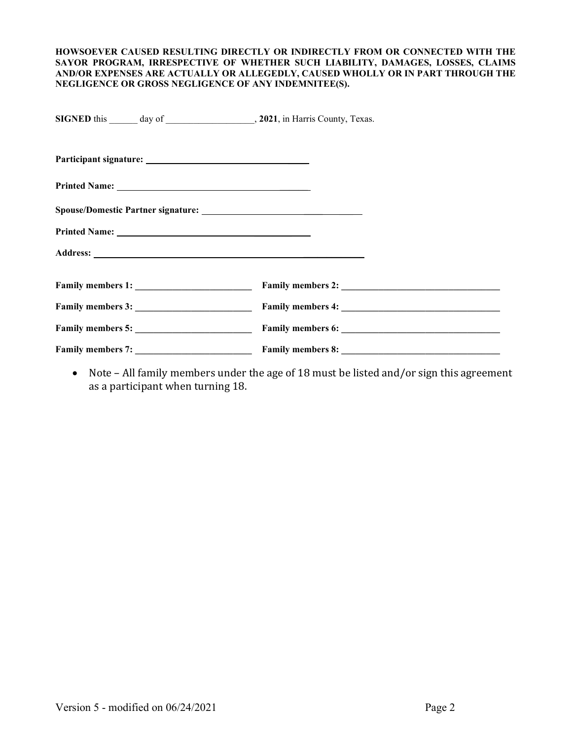**HOWSOEVER CAUSED RESULTING DIRECTLY OR INDIRECTLY FROM OR CONNECTED WITH THE SAYOR PROGRAM, IRRESPECTIVE OF WHETHER SUCH LIABILITY, DAMAGES, LOSSES, CLAIMS AND/OR EXPENSES ARE ACTUALLY OR ALLEGEDLY, CAUSED WHOLLY OR IN PART THROUGH THE NEGLIGENCE OR GROSS NEGLIGENCE OF ANY INDEMNITEE(S).**

**SIGNED** this ______ day of ___________________, **2021**, in Harris County, Texas.

**Participant signature:** ___________________________________

**Printed Name:** ___________________________________________

**Spouse/Domestic Partner signature:** ___________________________________

**Printed Name:** ___________________________________________

**Address:** ___________________________________________________________

**Family members 1:** _________________________ **Family members 2:** ___________________________________

**Family members 3:** _________________________ **Family members 4:** ___________________________________

**Family members 5:** _________________________ **Family members 6:** ___________________________________

**Family members 7:** _________________________ **Family members 8:** ___________________________________

- Note – All family members under the age of 18 must be listed and/or sign this agreement as a participant when turning 18.

Version 5 - modified on 06/24/2021